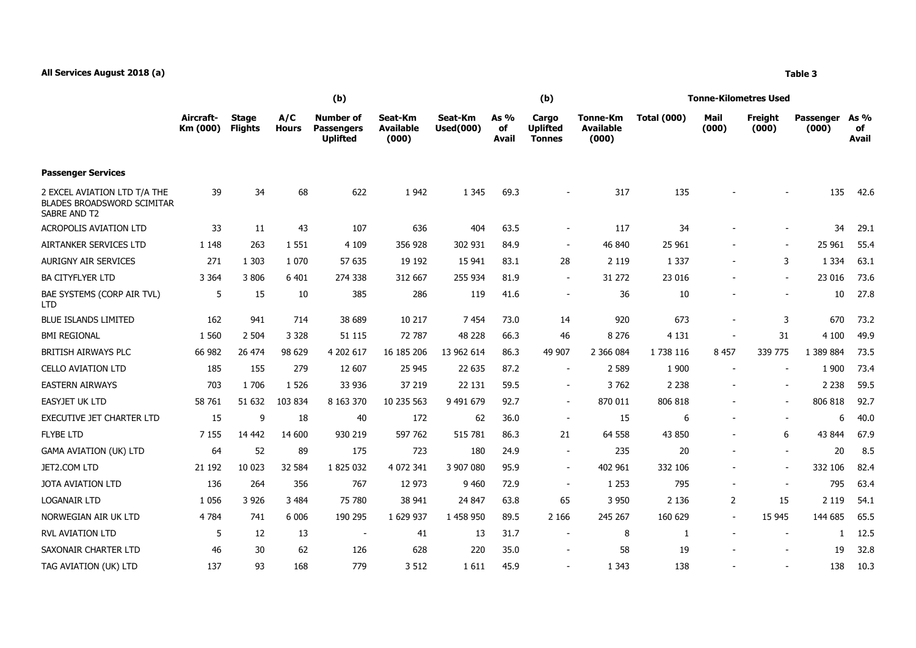**All Services August 2018 (a)**

**Table 3**

| | Aircraft-Km (000) | Stage Flights | A/C Hours | (b) Number of Passengers Uplifted | Seat-Km Available (000) | Seat-Km Used(000) | As % of Avail | (b) Cargo Uplifted Tonnes | Tonne-Km Available (000) | Tonne-Kilometres Used Total (000) | Mail (000) | Freight (000) | Passenger (000) | As % of Avail |
|---|---|---|---|---|---|---|---|---|---|---|---|---|---|---|
| **Passenger Services** | | | | | | | | | | | | | | |
| 2 EXCEL AVIATION LTD T/A THE BLADES BROADSWORD SCIMITAR SABRE AND T2 | 39 | 34 | 68 | 622 | 1 942 | 1 345 | 69.3 | - | 317 | 135 | - | - | 135 | 42.6 |
| ACROPOLIS AVIATION LTD | 33 | 11 | 43 | 107 | 636 | 404 | 63.5 | - | 117 | 34 | - | - | 34 | 29.1 |
| AIRTANKER SERVICES LTD | 1 148 | 263 | 1 551 | 4 109 | 356 928 | 302 931 | 84.9 | - | 46 840 | 25 961 | - | - | 25 961 | 55.4 |
| AURIGNY AIR SERVICES | 271 | 1 303 | 1 070 | 57 635 | 19 192 | 15 941 | 83.1 | 28 | 2 119 | 1 337 | - | 3 | 1 334 | 63.1 |
| BA CITYFLYER LTD | 3 364 | 3 806 | 6 401 | 274 338 | 312 667 | 255 934 | 81.9 | - | 31 272 | 23 016 | - | - | 23 016 | 73.6 |
| BAE SYSTEMS (CORP AIR TVL) LTD | 5 | 15 | 10 | 385 | 286 | 119 | 41.6 | - | 36 | 10 | - | - | 10 | 27.8 |
| BLUE ISLANDS LIMITED | 162 | 941 | 714 | 38 689 | 10 217 | 7 454 | 73.0 | 14 | 920 | 673 | - | 3 | 670 | 73.2 |
| BMI REGIONAL | 1 560 | 2 504 | 3 328 | 51 115 | 72 787 | 48 228 | 66.3 | 46 | 8 276 | 4 131 | - | 31 | 4 100 | 49.9 |
| BRITISH AIRWAYS PLC | 66 982 | 26 474 | 98 629 | 4 202 617 | 16 185 206 | 13 962 614 | 86.3 | 49 907 | 2 366 084 | 1 738 116 | 8 457 | 339 775 | 1 389 884 | 73.5 |
| CELLO AVIATION LTD | 185 | 155 | 279 | 12 607 | 25 945 | 22 635 | 87.2 | - | 2 589 | 1 900 | - | - | 1 900 | 73.4 |
| EASTERN AIRWAYS | 703 | 1 706 | 1 526 | 33 936 | 37 219 | 22 131 | 59.5 | - | 3 762 | 2 238 | - | - | 2 238 | 59.5 |
| EASYJET UK LTD | 58 761 | 51 632 | 103 834 | 8 163 370 | 10 235 563 | 9 491 679 | 92.7 | - | 870 011 | 806 818 | - | - | 806 818 | 92.7 |
| EXECUTIVE JET CHARTER LTD | 15 | 9 | 18 | 40 | 172 | 62 | 36.0 | - | 15 | 6 | - | - | 6 | 40.0 |
| FLYBE LTD | 7 155 | 14 442 | 14 600 | 930 219 | 597 762 | 515 781 | 86.3 | 21 | 64 558 | 43 850 | - | 6 | 43 844 | 67.9 |
| GAMA AVIATION (UK) LTD | 64 | 52 | 89 | 175 | 723 | 180 | 24.9 | - | 235 | 20 | - | - | 20 | 8.5 |
| JET2.COM LTD | 21 192 | 10 023 | 32 584 | 1 825 032 | 4 072 341 | 3 907 080 | 95.9 | - | 402 961 | 332 106 | - | - | 332 106 | 82.4 |
| JOTA AVIATION LTD | 136 | 264 | 356 | 767 | 12 973 | 9 460 | 72.9 | - | 1 253 | 795 | - | - | 795 | 63.4 |
| LOGANAIR LTD | 1 056 | 3 926 | 3 484 | 75 780 | 38 941 | 24 847 | 63.8 | 65 | 3 950 | 2 136 | 2 | 15 | 2 119 | 54.1 |
| NORWEGIAN AIR UK LTD | 4 784 | 741 | 6 006 | 190 295 | 1 629 937 | 1 458 950 | 89.5 | 2 166 | 245 267 | 160 629 | - | 15 945 | 144 685 | 65.5 |
| RVL AVIATION LTD | 5 | 12 | 13 | - | 41 | 13 | 31.7 | - | 8 | 1 | - | - | 1 | 12.5 |
| SAXONAIR CHARTER LTD | 46 | 30 | 62 | 126 | 628 | 220 | 35.0 | - | 58 | 19 | - | - | 19 | 32.8 |
| TAG AVIATION (UK) LTD | 137 | 93 | 168 | 779 | 3 512 | 1 611 | 45.9 | - | 1 343 | 138 | - | - | 138 | 10.3 |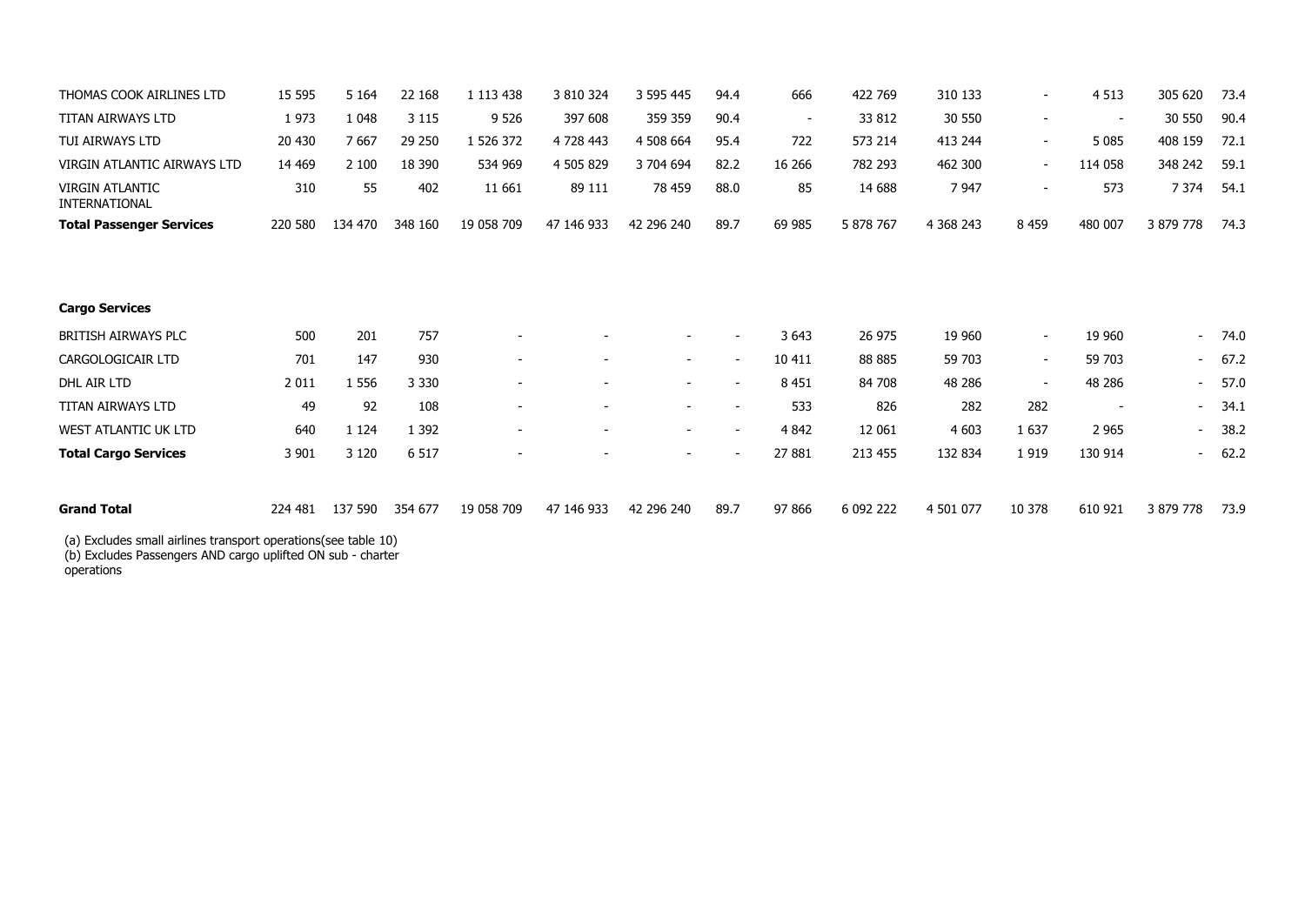| | | | | | | | | | | | | | | |
|---|---|---|---|---|---|---|---|---|---|---|---|---|---|---|
| THOMAS COOK AIRLINES LTD | 15 595 | 5 164 | 22 168 | 1 113 438 | 3 810 324 | 3 595 445 | 94.4 | 666 | 422 769 | 310 133 | - | 4 513 | 305 620 | 73.4 |
| TITAN AIRWAYS LTD | 1 973 | 1 048 | 3 115 | 9 526 | 397 608 | 359 359 | 90.4 | - | 33 812 | 30 550 | - | - | 30 550 | 90.4 |
| TUI AIRWAYS LTD | 20 430 | 7 667 | 29 250 | 1 526 372 | 4 728 443 | 4 508 664 | 95.4 | 722 | 573 214 | 413 244 | - | 5 085 | 408 159 | 72.1 |
| VIRGIN ATLANTIC AIRWAYS LTD | 14 469 | 2 100 | 18 390 | 534 969 | 4 505 829 | 3 704 694 | 82.2 | 16 266 | 782 293 | 462 300 | - | 114 058 | 348 242 | 59.1 |
| VIRGIN ATLANTIC INTERNATIONAL | 310 | 55 | 402 | 11 661 | 89 111 | 78 459 | 88.0 | 85 | 14 688 | 7 947 | - | 573 | 7 374 | 54.1 |
| **Total Passenger Services** | 220 580 | 134 470 | 348 160 | 19 058 709 | 47 146 933 | 42 296 240 | 89.7 | 69 985 | 5 878 767 | 4 368 243 | 8 459 | 480 007 | 3 879 778 | 74.3 |
| **Cargo Services** | | | | | | | | | | | | | | |
| BRITISH AIRWAYS PLC | 500 | 201 | 757 | - | - | - | - | 3 643 | 26 975 | 19 960 | - | 19 960 | - | 74.0 |
| CARGOLOGICAIR LTD | 701 | 147 | 930 | - | - | - | - | 10 411 | 88 885 | 59 703 | - | 59 703 | - | 67.2 |
| DHL AIR LTD | 2 011 | 1 556 | 3 330 | - | - | - | - | 8 451 | 84 708 | 48 286 | - | 48 286 | - | 57.0 |
| TITAN AIRWAYS LTD | 49 | 92 | 108 | - | - | - | - | 533 | 826 | 282 | 282 | - | - | 34.1 |
| WEST ATLANTIC UK LTD | 640 | 1 124 | 1 392 | - | - | - | - | 4 842 | 12 061 | 4 603 | 1 637 | 2 965 | - | 38.2 |
| **Total Cargo Services** | 3 901 | 3 120 | 6 517 | - | - | - | - | 27 881 | 213 455 | 132 834 | 1 919 | 130 914 | - | 62.2 |
| **Grand Total** | 224 481 | 137 590 | 354 677 | 19 058 709 | 47 146 933 | 42 296 240 | 89.7 | 97 866 | 6 092 222 | 4 501 077 | 10 378 | 610 921 | 3 879 778 | 73.9 |

(a) Excludes small airlines transport operations(see table 10)
(b) Excludes Passengers AND cargo uplifted ON sub - charter operations